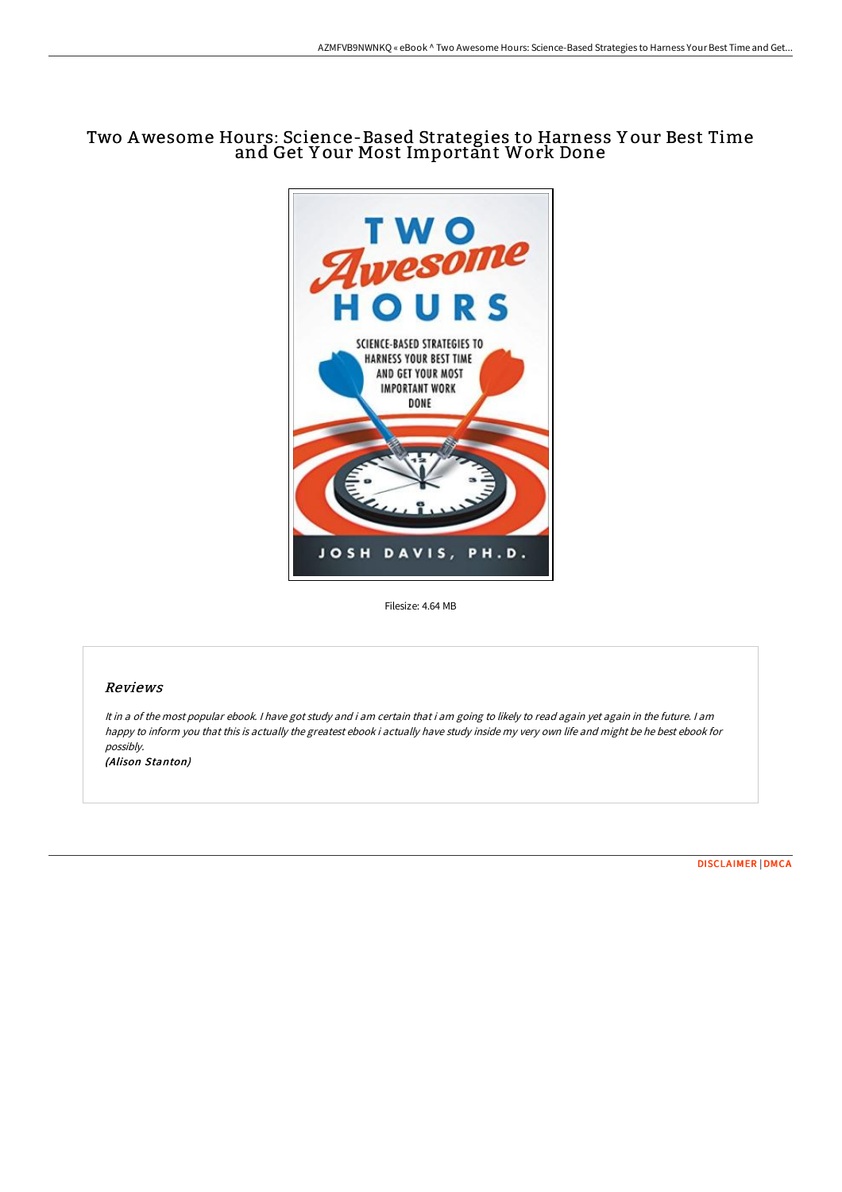# Two Awesome Hours: Science-Based Strategies to Harness Your Best Time and Get Your Most Important Work Done

Filesize: 4.64 MB

## Reviews

*It in a of the most popular ebook. I have got study and i am certain that i am going to likely to read again yet again in the future. I am happy to inform you that this is actually the greatest ebook i actually have study inside my very own life and might be he best ebook for possibly.*

*(Alison Stanton)*

DISCLAIMER | DMCA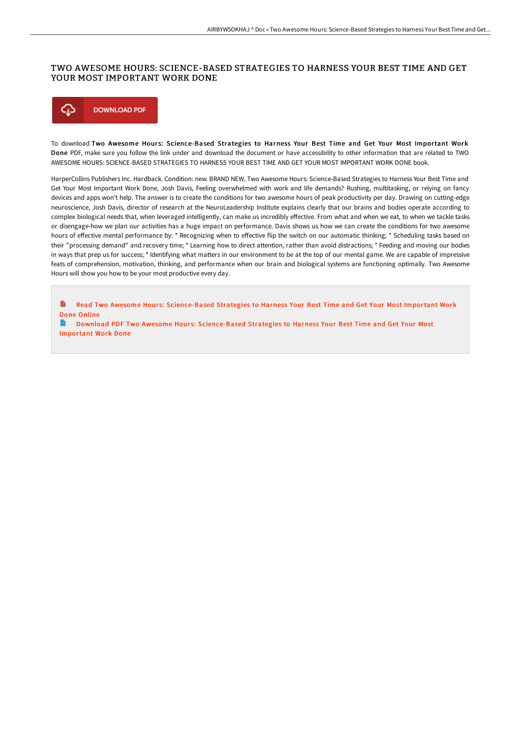# TWO AWESOME HOURS: SCIENCE-BASED STRATEGIES TO HARNESS YOUR BEST TIME AND GET YOUR MOST IMPORTANT WORK DONE

DOWNLOAD PDF

To download **Two Awesome Hours: Science-Based Strategies to Harness Your Best Time and Get Your Most Important Work Done** PDF, make sure you follow the link under and download the document or have accessibility to other information that are related to TWO AWESOME HOURS: SCIENCE-BASED STRATEGIES TO HARNESS YOUR BEST TIME AND GET YOUR MOST IMPORTANT WORK DONE book.

HarperCollins Publishers Inc. Hardback. Condition: new. BRAND NEW, Two Awesome Hours: Science-Based Strategies to Harness Your Best Time and Get Your Most Important Work Done, Josh Davis, Feeling overwhelmed with work and life demands? Rushing, multitasking, or relying on fancy devices and apps won't help. The answer is to create the conditions for two awesome hours of peak productivity per day. Drawing on cutting-edge neuroscience, Josh Davis, director of research at the NeuroLeadership Institute explains clearly that our brains and bodies operate according to complex biological needs that, when leveraged intelligently, can make us incredibly effective. From what and when we eat, to when we tackle tasks or disengage-how we plan our activities has a huge impact on performance. Davis shows us how we can create the conditions for two awesome hours of effective mental performance by: * Recognizing when to effective flip the switch on our automatic thinking; * Scheduling tasks based on their "processing demand" and recovery time; * Learning how to direct attention, rather than avoid distractions; * Feeding and moving our bodies in ways that prep us for success; * Identifying what matters in our environment to be at the top of our mental game. We are capable of impressive feats of comprehension, motivation, thinking, and performance when our brain and biological systems are functioning optimally. Two Awesome Hours will show you how to be your most productive every day.

Read Two Awesome Hours: Science-Based Strategies to Harness Your Best Time and Get Your Most Important Work Done Online

Download PDF Two Awesome Hours: Science-Based Strategies to Harness Your Best Time and Get Your Most Important Work Done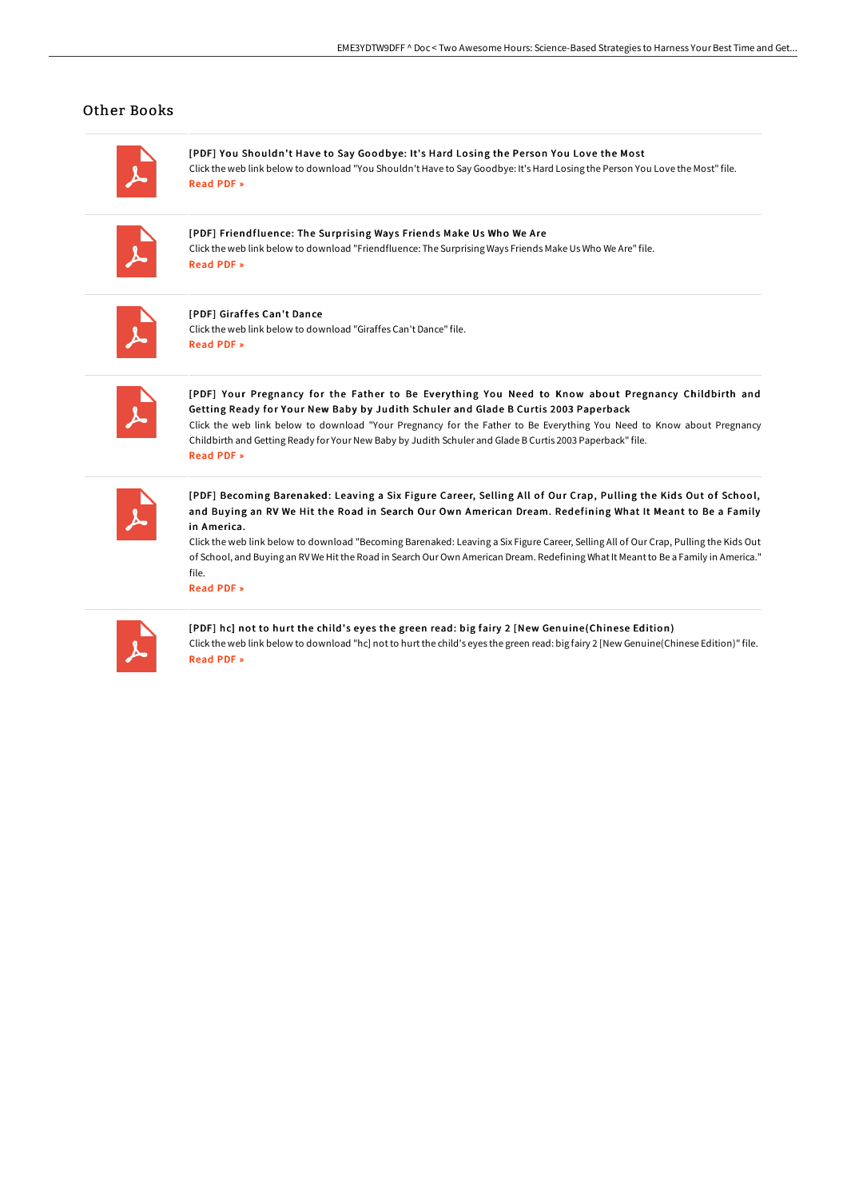## Other Books

[PDF] You Shouldn't Have to Say Goodbye: It's Hard Losing the Person You Love the Most
Click the web link below to download "You Shouldn't Have to Say Goodbye: It's Hard Losing the Person You Love the Most" file.
**Read PDF »**

[PDF] Friendfluence: The Surprising Ways Friends Make Us Who We Are
Click the web link below to download "Friendfluence: The Surprising Ways Friends Make Us Who We Are" file.
**Read PDF »**

[PDF] Giraffes Can't Dance
Click the web link below to download "Giraffes Can't Dance" file.
**Read PDF »**

[PDF] Your Pregnancy for the Father to Be Everything You Need to Know about Pregnancy Childbirth and Getting Ready for Your New Baby by Judith Schuler and Glade B Curtis 2003 Paperback
Click the web link below to download "Your Pregnancy for the Father to Be Everything You Need to Know about Pregnancy Childbirth and Getting Ready for Your New Baby by Judith Schuler and Glade B Curtis 2003 Paperback" file.
**Read PDF »**

[PDF] Becoming Barenaked: Leaving a Six Figure Career, Selling All of Our Crap, Pulling the Kids Out of School, and Buying an RV We Hit the Road in Search Our Own American Dream. Redefining What It Meant to Be a Family in America.
Click the web link below to download "Becoming Barenaked: Leaving a Six Figure Career, Selling All of Our Crap, Pulling the Kids Out of School, and Buying an RV We Hit the Road in Search Our Own American Dream. Redefining What It Meant to Be a Family in America." file.
**Read PDF »**

[PDF] hc] not to hurt the child's eyes the green read: big fairy 2 [New Genuine(Chinese Edition)
Click the web link below to download "hc] not to hurt the child's eyes the green read: big fairy 2 [New Genuine(Chinese Edition)" file.
**Read PDF »**